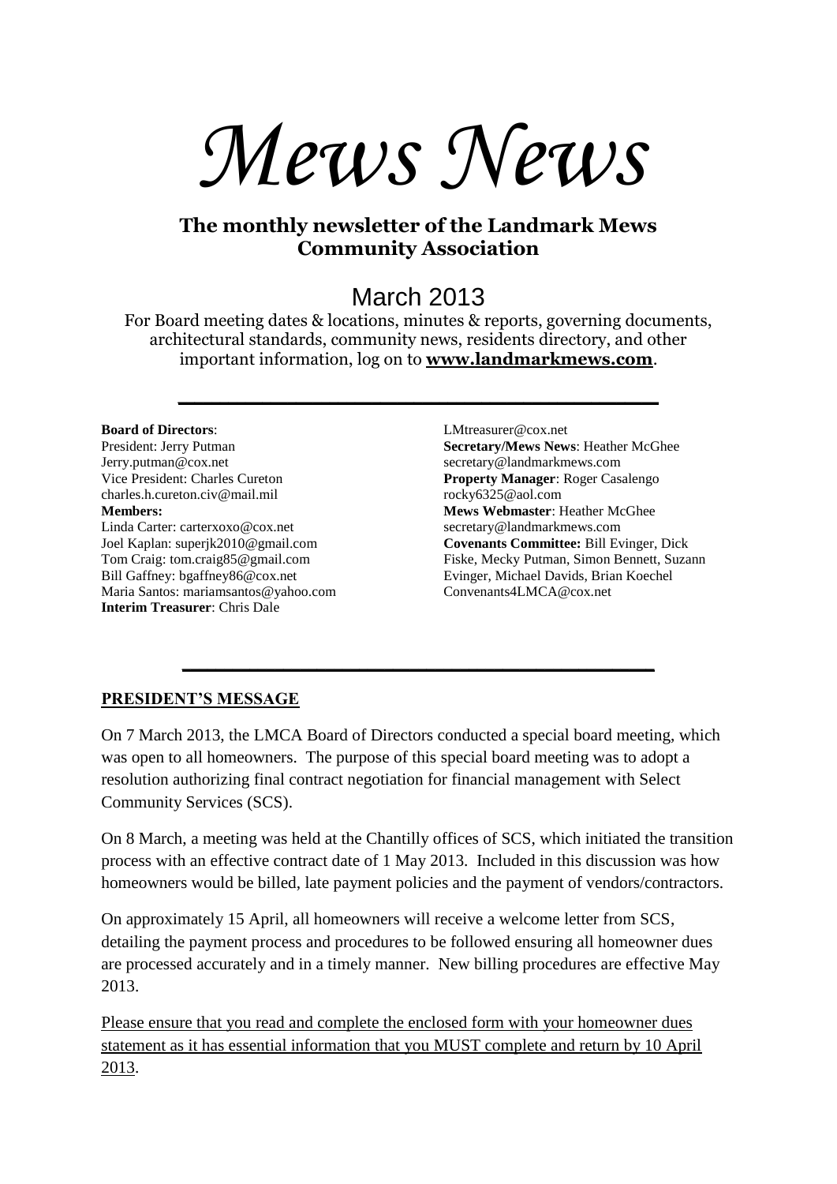# *Mews News*

**The monthly newsletter of the Landmark Mews Community Association**

## March 2013

For Board meeting dates & locations, minutes & reports, governing documents, architectural standards, community news, residents directory, and other important information, log on to **[www.landmarkmews.com](http://www.landmarkmews.com)**.

---

**Board of Directors**:
President: Jerry Putman
Jerry.putman@cox.net
Vice President: Charles Cureton
charles.h.cureton.civ@mail.mil
**Members:**
Linda Carter: carterxoxo@cox.net
Joel Kaplan: superjk2010@gmail.com
Tom Craig: tom.craig85@gmail.com
Bill Gaffney: bgaffney86@cox.net
Maria Santos: mariamsantos@yahoo.com
**Interim Treasurer**: Chris Dale
LMtreasurer@cox.net
**Secretary/Mews News**: Heather McGhee
secretary@landmarkmews.com
**Property Manager**: Roger Casalengo
rocky6325@aol.com
**Mews Webmaster**: Heather McGhee
secretary@landmarkmews.com
**Covenants Committee:** Bill Evinger, Dick Fiske, Mecky Putman, Simon Bennett, Suzann Evinger, Michael Davids, Brian Koechel
Convenants4LMCA@cox.net

---

**PRESIDENT'S MESSAGE**

On 7 March 2013, the LMCA Board of Directors conducted a special board meeting, which was open to all homeowners. The purpose of this special board meeting was to adopt a resolution authorizing final contract negotiation for financial management with Select Community Services (SCS).

On 8 March, a meeting was held at the Chantilly offices of SCS, which initiated the transition process with an effective contract date of 1 May 2013. Included in this discussion was how homeowners would be billed, late payment policies and the payment of vendors/contractors.

On approximately 15 April, all homeowners will receive a welcome letter from SCS, detailing the payment process and procedures to be followed ensuring all homeowner dues are processed accurately and in a timely manner. New billing procedures are effective May 2013.

<u>Please ensure that you read and complete the enclosed form with your homeowner dues statement as it has essential information that you MUST complete and return by 10 April 2013</u>.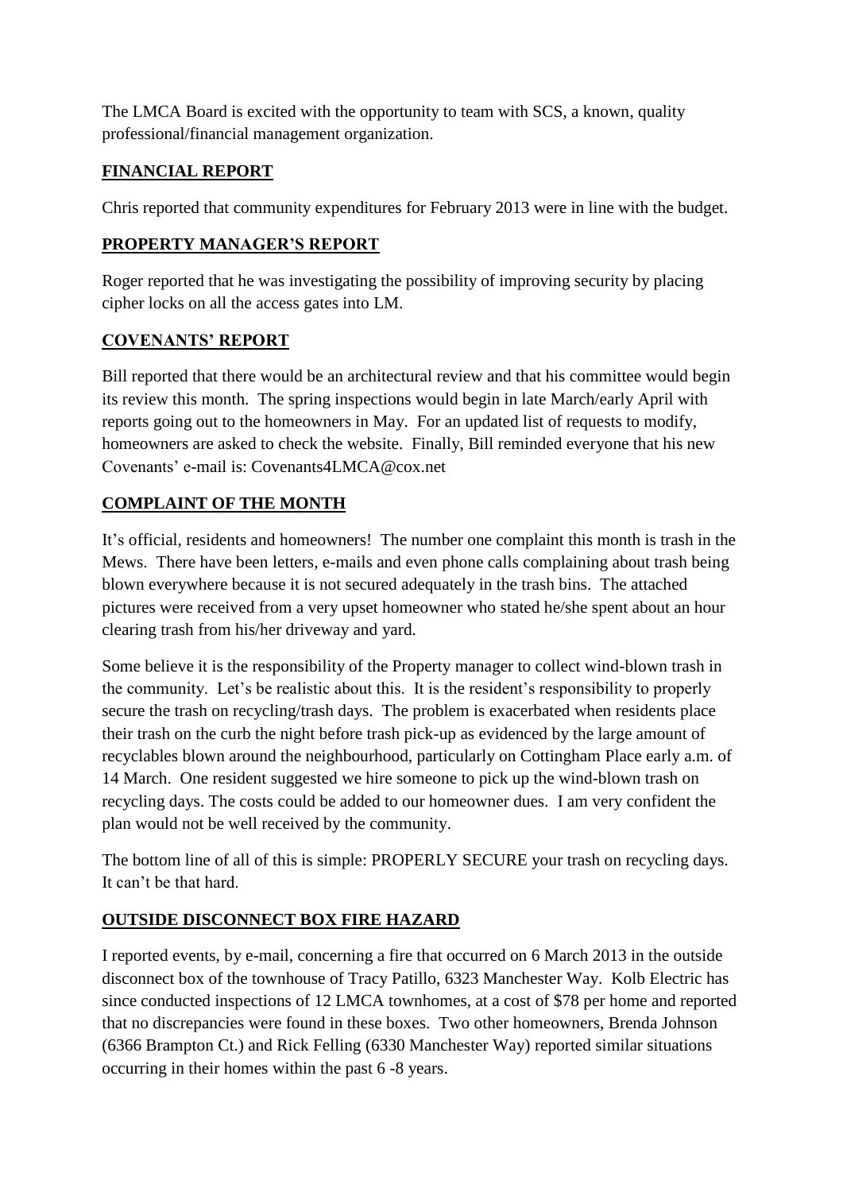The LMCA Board is excited with the opportunity to team with SCS, a known, quality professional/financial management organization.

## FINANCIAL REPORT

Chris reported that community expenditures for February 2013 were in line with the budget.

## PROPERTY MANAGER'S REPORT

Roger reported that he was investigating the possibility of improving security by placing cipher locks on all the access gates into LM.

## COVENANTS' REPORT

Bill reported that there would be an architectural review and that his committee would begin its review this month. The spring inspections would begin in late March/early April with reports going out to the homeowners in May. For an updated list of requests to modify, homeowners are asked to check the website. Finally, Bill reminded everyone that his new Covenants' e-mail is: Covenants4LMCA@cox.net

## COMPLAINT OF THE MONTH

It's official, residents and homeowners! The number one complaint this month is trash in the Mews. There have been letters, e-mails and even phone calls complaining about trash being blown everywhere because it is not secured adequately in the trash bins. The attached pictures were received from a very upset homeowner who stated he/she spent about an hour clearing trash from his/her driveway and yard.

Some believe it is the responsibility of the Property manager to collect wind-blown trash in the community. Let's be realistic about this. It is the resident's responsibility to properly secure the trash on recycling/trash days. The problem is exacerbated when residents place their trash on the curb the night before trash pick-up as evidenced by the large amount of recyclables blown around the neighbourhood, particularly on Cottingham Place early a.m. of 14 March. One resident suggested we hire someone to pick up the wind-blown trash on recycling days. The costs could be added to our homeowner dues. I am very confident the plan would not be well received by the community.

The bottom line of all of this is simple: PROPERLY SECURE your trash on recycling days. It can't be that hard.

## OUTSIDE DISCONNECT BOX FIRE HAZARD

I reported events, by e-mail, concerning a fire that occurred on 6 March 2013 in the outside disconnect box of the townhouse of Tracy Patillo, 6323 Manchester Way. Kolb Electric has since conducted inspections of 12 LMCA townhomes, at a cost of $78 per home and reported that no discrepancies were found in these boxes. Two other homeowners, Brenda Johnson (6366 Brampton Ct.) and Rick Felling (6330 Manchester Way) reported similar situations occurring in their homes within the past 6 -8 years.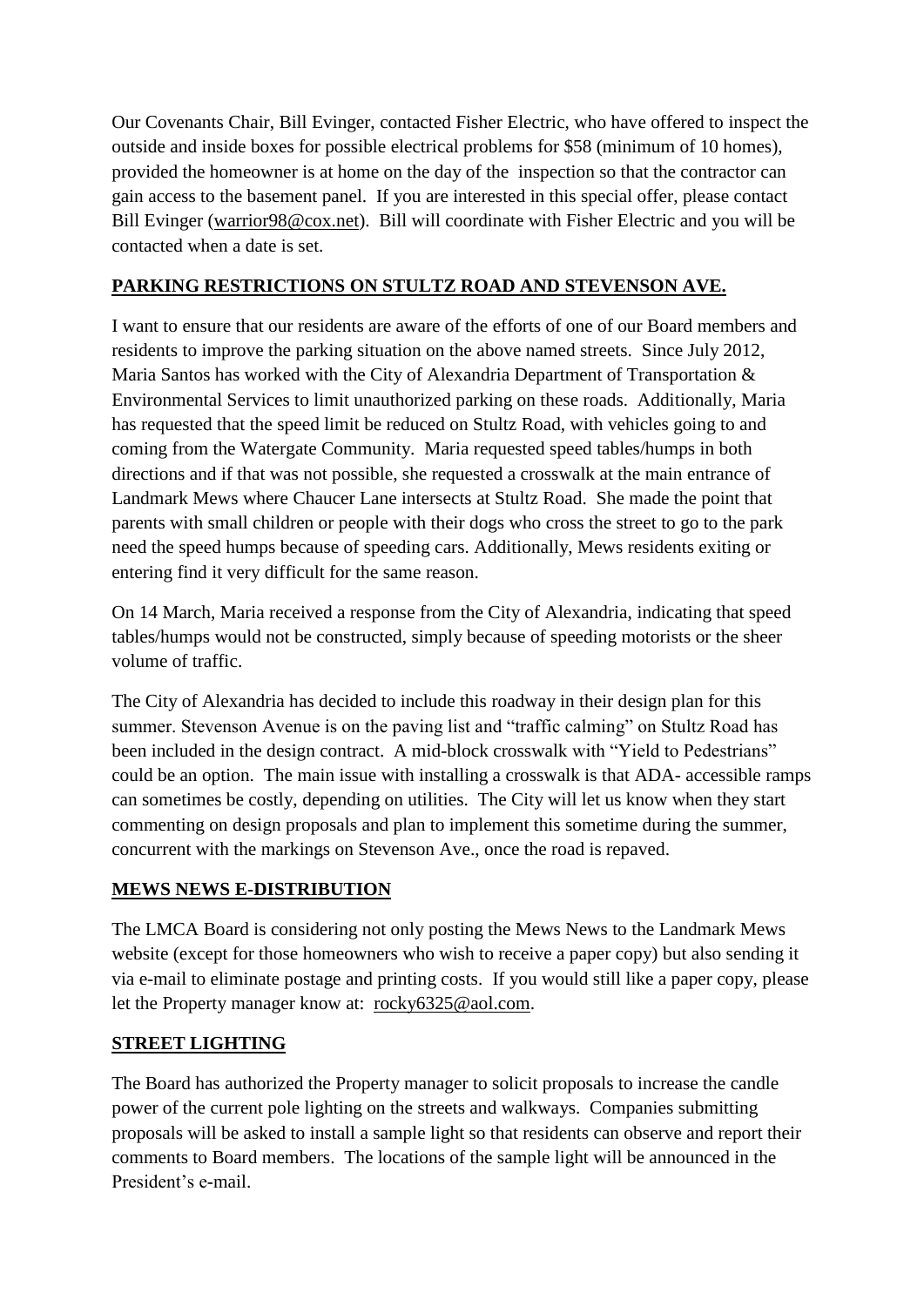Our Covenants Chair, Bill Evinger, contacted Fisher Electric, who have offered to inspect the outside and inside boxes for possible electrical problems for $58 (minimum of 10 homes), provided the homeowner is at home on the day of the inspection so that the contractor can gain access to the basement panel. If you are interested in this special offer, please contact Bill Evinger (warrior98@cox.net). Bill will coordinate with Fisher Electric and you will be contacted when a date is set.

## PARKING RESTRICTIONS ON STULTZ ROAD AND STEVENSON AVE.

I want to ensure that our residents are aware of the efforts of one of our Board members and residents to improve the parking situation on the above named streets. Since July 2012, Maria Santos has worked with the City of Alexandria Department of Transportation & Environmental Services to limit unauthorized parking on these roads. Additionally, Maria has requested that the speed limit be reduced on Stultz Road, with vehicles going to and coming from the Watergate Community. Maria requested speed tables/humps in both directions and if that was not possible, she requested a crosswalk at the main entrance of Landmark Mews where Chaucer Lane intersects at Stultz Road. She made the point that parents with small children or people with their dogs who cross the street to go to the park need the speed humps because of speeding cars. Additionally, Mews residents exiting or entering find it very difficult for the same reason.

On 14 March, Maria received a response from the City of Alexandria, indicating that speed tables/humps would not be constructed, simply because of speeding motorists or the sheer volume of traffic.

The City of Alexandria has decided to include this roadway in their design plan for this summer. Stevenson Avenue is on the paving list and "traffic calming" on Stultz Road has been included in the design contract. A mid-block crosswalk with "Yield to Pedestrians" could be an option. The main issue with installing a crosswalk is that ADA- accessible ramps can sometimes be costly, depending on utilities. The City will let us know when they start commenting on design proposals and plan to implement this sometime during the summer, concurrent with the markings on Stevenson Ave., once the road is repaved.

## MEWS NEWS E-DISTRIBUTION

The LMCA Board is considering not only posting the Mews News to the Landmark Mews website (except for those homeowners who wish to receive a paper copy) but also sending it via e-mail to eliminate postage and printing costs. If you would still like a paper copy, please let the Property manager know at: rocky6325@aol.com.

## STREET LIGHTING

The Board has authorized the Property manager to solicit proposals to increase the candle power of the current pole lighting on the streets and walkways. Companies submitting proposals will be asked to install a sample light so that residents can observe and report their comments to Board members. The locations of the sample light will be announced in the President's e-mail.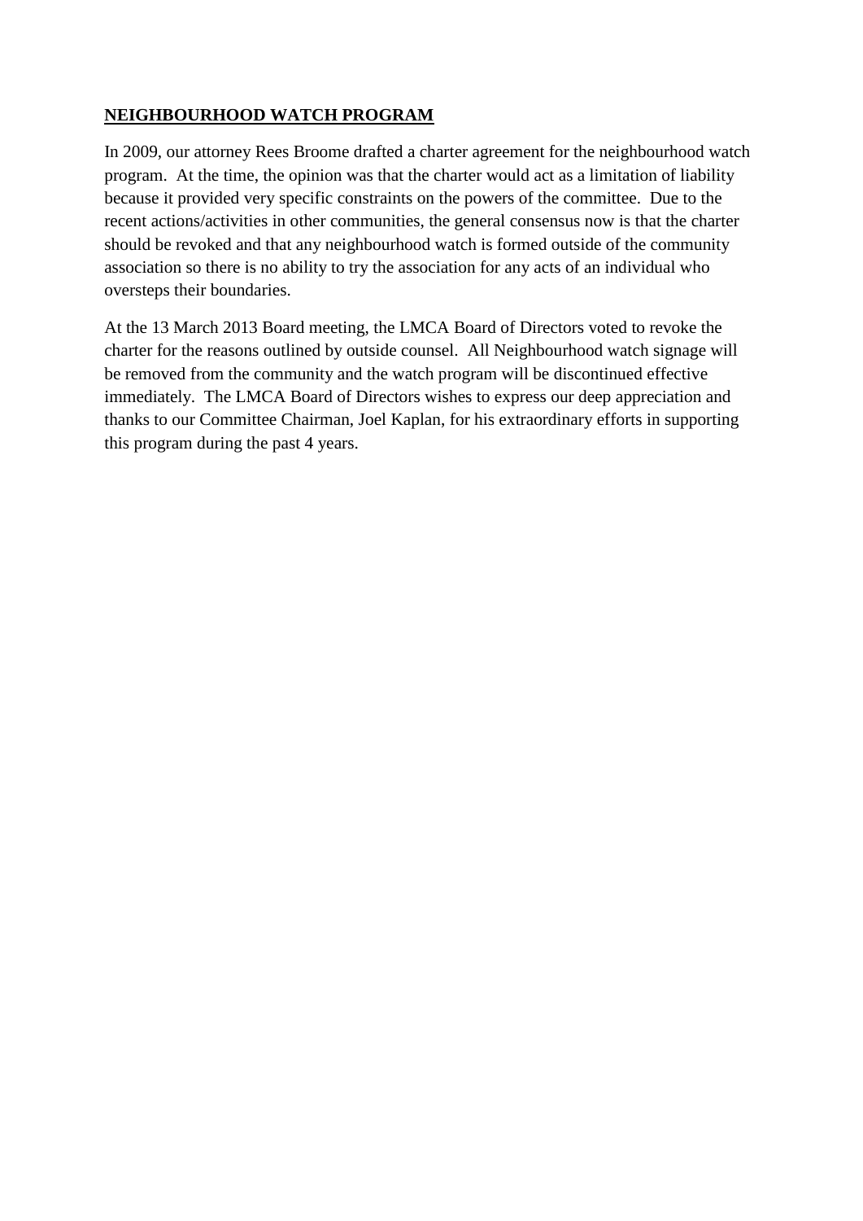## NEIGHBOURHOOD WATCH PROGRAM

In 2009, our attorney Rees Broome drafted a charter agreement for the neighbourhood watch program. At the time, the opinion was that the charter would act as a limitation of liability because it provided very specific constraints on the powers of the committee. Due to the recent actions/activities in other communities, the general consensus now is that the charter should be revoked and that any neighbourhood watch is formed outside of the community association so there is no ability to try the association for any acts of an individual who oversteps their boundaries.

At the 13 March 2013 Board meeting, the LMCA Board of Directors voted to revoke the charter for the reasons outlined by outside counsel. All Neighbourhood watch signage will be removed from the community and the watch program will be discontinued effective immediately. The LMCA Board of Directors wishes to express our deep appreciation and thanks to our Committee Chairman, Joel Kaplan, for his extraordinary efforts in supporting this program during the past 4 years.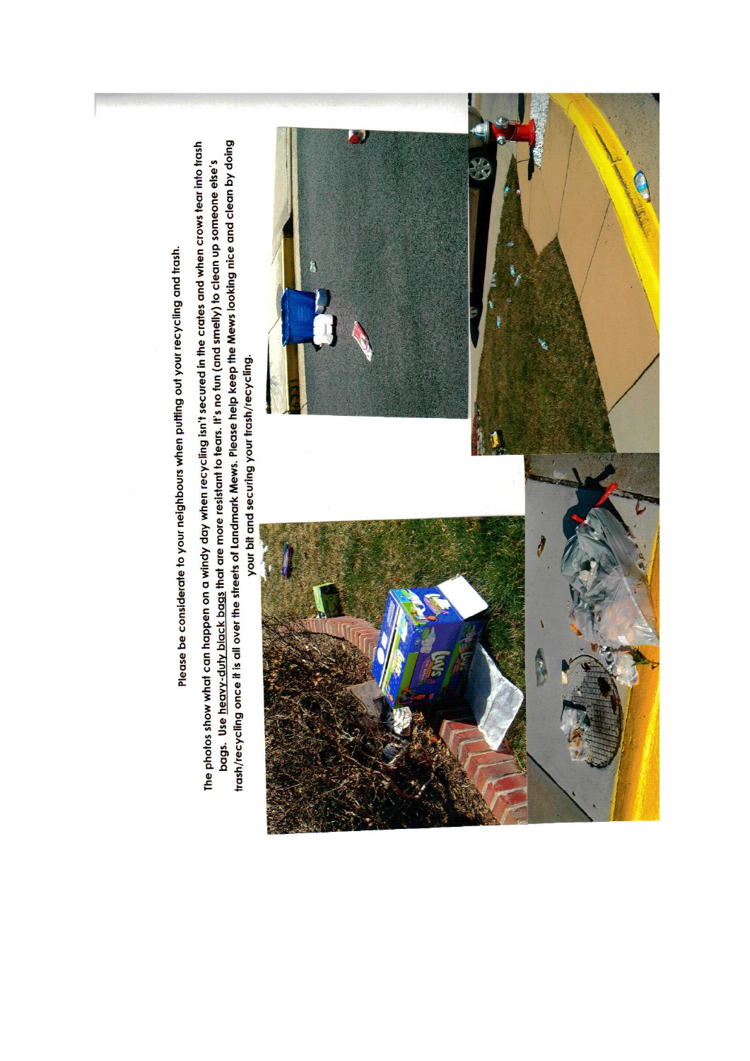Please be considerate to your neighbours when putting out your recycling and trash.

The photos show what can happen on a windy day when recycling isn't secured in the crates and when crows tear into trash bags. Use heavy-duty black bags that are more resistant to tears. It's no fun (and smelly) to clean up someone else's trash/recycling once it is all over the streets of Landmark Mews. Please help keep the Mews looking nice and clean by doing your bit and securing your trash/recycling.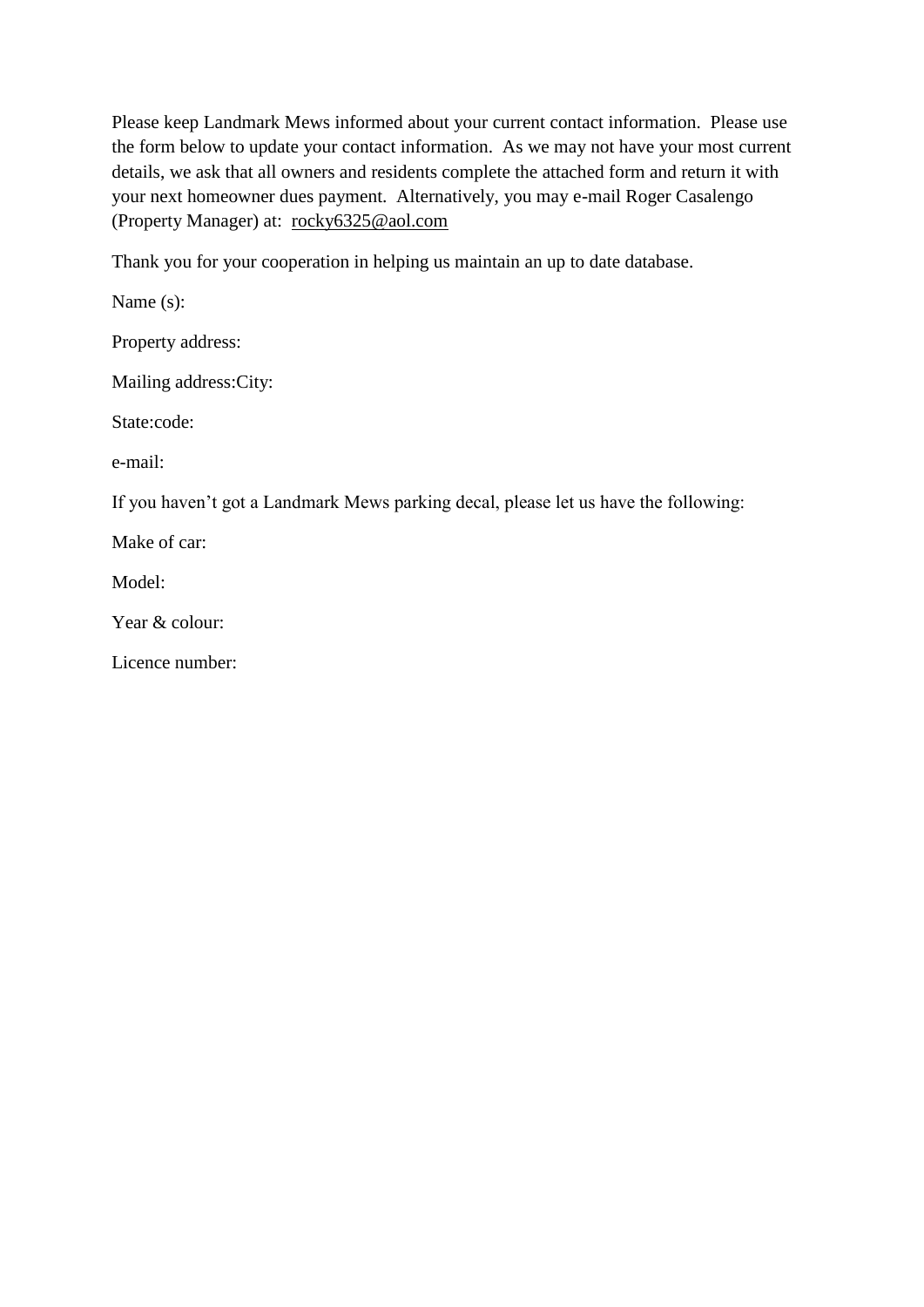Please keep Landmark Mews informed about your current contact information. Please use the form below to update your contact information. As we may not have your most current details, we ask that all owners and residents complete the attached form and return it with your next homeowner dues payment. Alternatively, you may e-mail Roger Casalengo (Property Manager) at: rocky6325@aol.com

Thank you for your cooperation in helping us maintain an up to date database.

Name (s):

Property address:

Mailing address:City:

State:code:

e-mail:

If you haven't got a Landmark Mews parking decal, please let us have the following:

Make of car:

Model:

Year & colour:

Licence number: